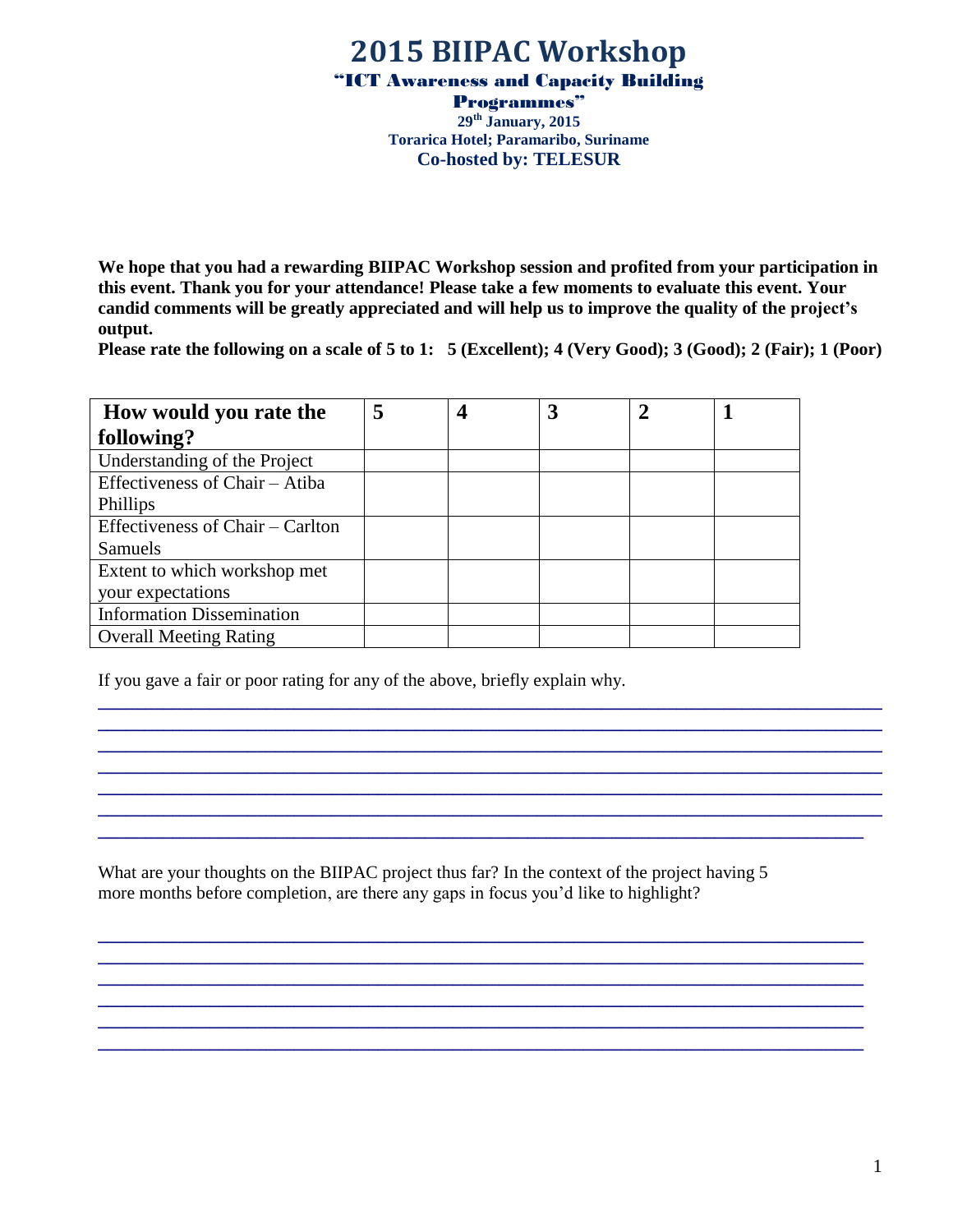# 2015 BIIPAC Workshop

## "ICT Awareness and Capacity Building Programmes"

**29th January, 2015**

**Torarica Hotel; Paramaribo, Suriname**

**Co-hosted by: TELESUR**

**We hope that you had a rewarding BIIPAC Workshop session and profited from your participation in this event. Thank you for your attendance! Please take a few moments to evaluate this event. Your candid comments will be greatly appreciated and will help us to improve the quality of the project's output.**

**Please rate the following on a scale of 5 to 1: 5 (Excellent); 4 (Very Good); 3 (Good); 2 (Fair); 1 (Poor)**

| **How would you rate the following?** | **5** | **4** | **3** | **2** | **1** |
|---|---|---|---|---|---|
| Understanding of the Project | | | | | |
| Effectiveness of Chair – Atiba Phillips | | | | | |
| Effectiveness of Chair – Carlton Samuels | | | | | |
| Extent to which workshop met your expectations | | | | | |
| Information Dissemination | | | | | |
| Overall Meeting Rating | | | | | |

If you gave a fair or poor rating for any of the above, briefly explain why.

_______________________________________________________________________________
_______________________________________________________________________________
_______________________________________________________________________________
_______________________________________________________________________________
_______________________________________________________________________________
_______________________________________________________________________________
_______________________________________________________________________________

What are your thoughts on the BIIPAC project thus far? In the context of the project having 5 more months before completion, are there any gaps in focus you'd like to highlight?

_______________________________________________________________________________
_______________________________________________________________________________
_______________________________________________________________________________
_______________________________________________________________________________
_______________________________________________________________________________
_______________________________________________________________________________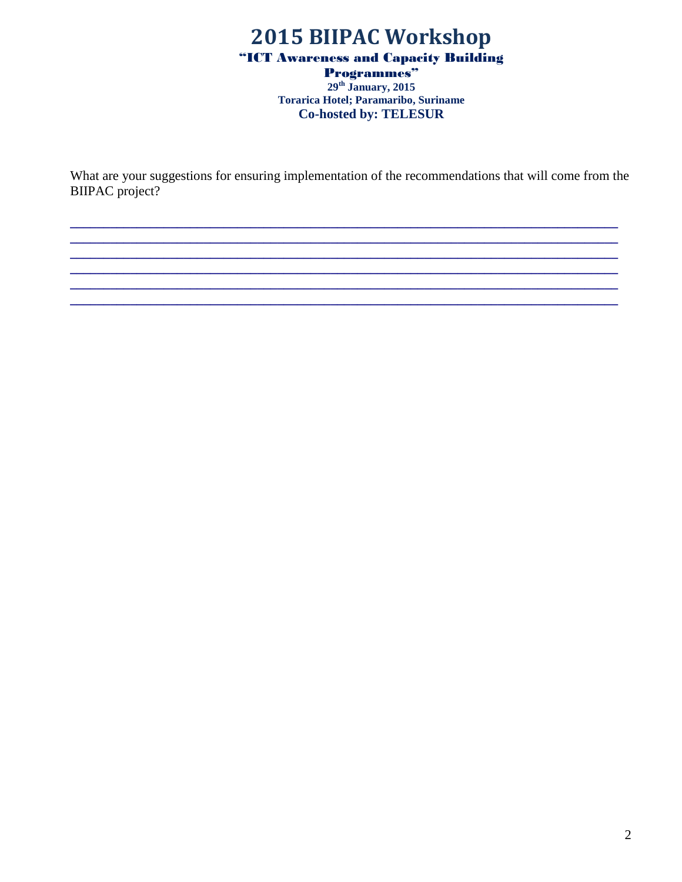# 2015 BIIPAC Workshop

## "ICT Awareness and Capacity Building Programmes"

**29th January, 2015**

**Torarica Hotel; Paramaribo, Suriname**

**Co-hosted by: TELESUR**

What are your suggestions for ensuring implementation of the recommendations that will come from the BIIPAC project?

______________________________________________________________________________
______________________________________________________________________________
______________________________________________________________________________
______________________________________________________________________________
______________________________________________________________________________
______________________________________________________________________________